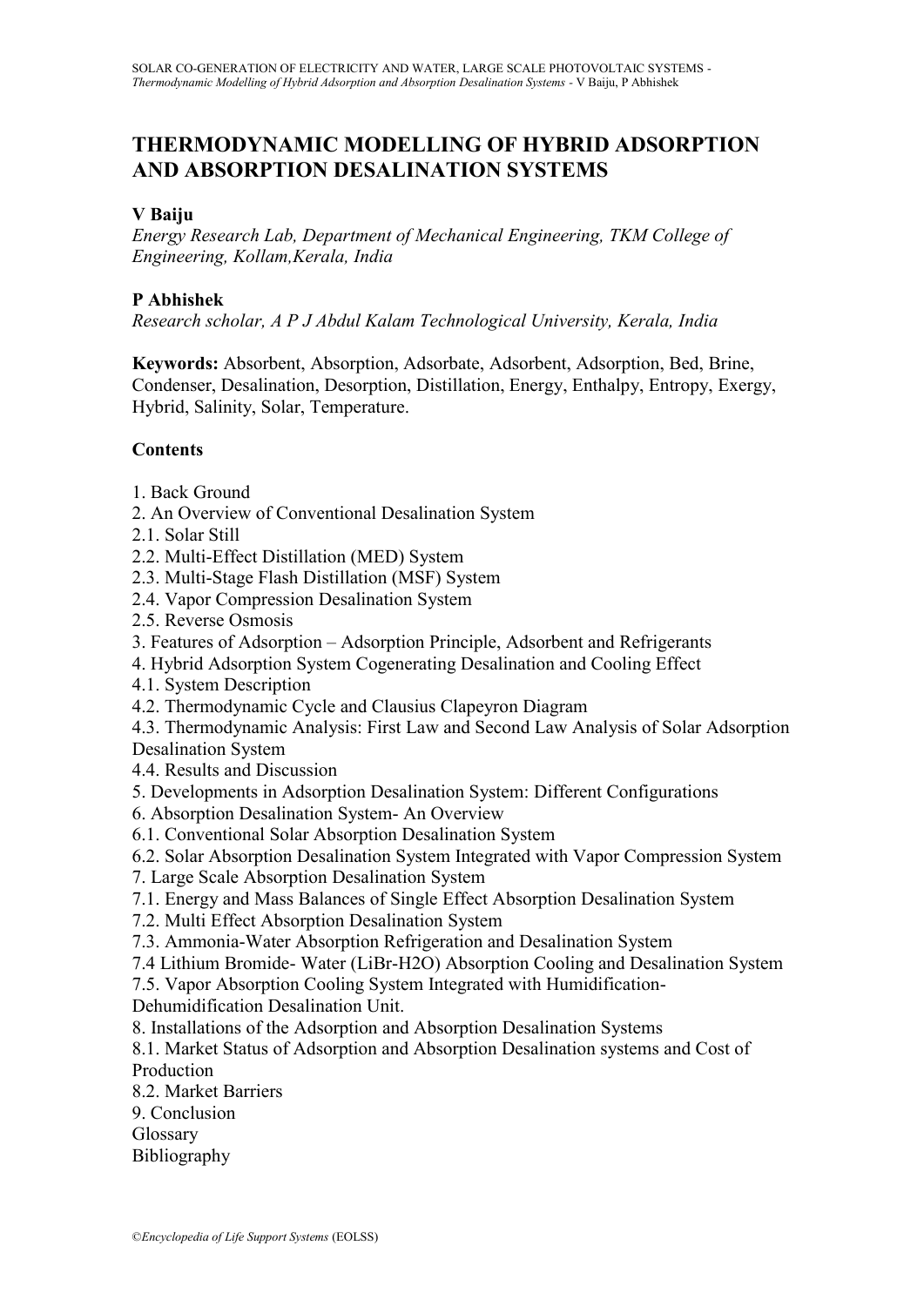# THERMODYNAMIC MODELLING OF HYBRID ADSORPTION AND ABSORPTION DESALINATION SYSTEMS

**V Baiju**

*Energy Research Lab, Department of Mechanical Engineering, TKM College of Engineering, Kollam,Kerala, India*

**P Abhishek**

*Research scholar, A P J Abdul Kalam Technological University, Kerala, India*

**Keywords:** Absorbent, Absorption, Adsorbate, Adsorbent, Adsorption, Bed, Brine, Condenser, Desalination, Desorption, Distillation, Energy, Enthalpy, Entropy, Exergy, Hybrid, Salinity, Solar, Temperature.

**Contents**

1. Back Ground
2. An Overview of Conventional Desalination System
2.1. Solar Still
2.2. Multi-Effect Distillation (MED) System
2.3. Multi-Stage Flash Distillation (MSF) System
2.4. Vapor Compression Desalination System
2.5. Reverse Osmosis
3. Features of Adsorption – Adsorption Principle, Adsorbent and Refrigerants
4. Hybrid Adsorption System Cogenerating Desalination and Cooling Effect
4.1. System Description
4.2. Thermodynamic Cycle and Clausius Clapeyron Diagram
4.3. Thermodynamic Analysis: First Law and Second Law Analysis of Solar Adsorption Desalination System
4.4. Results and Discussion
5. Developments in Adsorption Desalination System: Different Configurations
6. Absorption Desalination System- An Overview
6.1. Conventional Solar Absorption Desalination System
6.2. Solar Absorption Desalination System Integrated with Vapor Compression System
7. Large Scale Absorption Desalination System
7.1. Energy and Mass Balances of Single Effect Absorption Desalination System
7.2. Multi Effect Absorption Desalination System
7.3. Ammonia-Water Absorption Refrigeration and Desalination System
7.4 Lithium Bromide- Water (LiBr-H2O) Absorption Cooling and Desalination System
7.5. Vapor Absorption Cooling System Integrated with Humidification-Dehumidification Desalination Unit.
8. Installations of the Adsorption and Absorption Desalination Systems
8.1. Market Status of Adsorption and Absorption Desalination systems and Cost of Production
8.2. Market Barriers
9. Conclusion

Glossary

Bibliography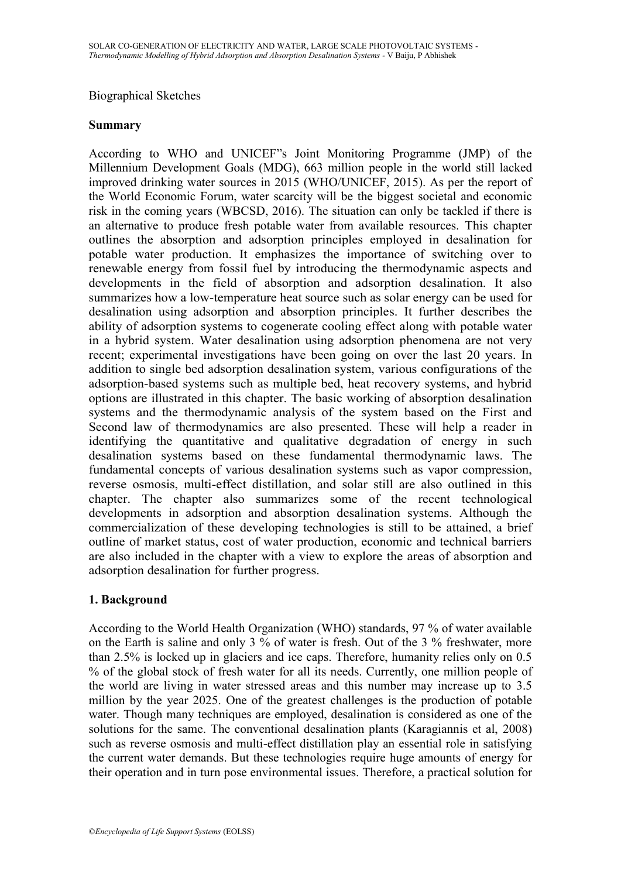Biographical Sketches

## Summary

According to WHO and UNICEF"s Joint Monitoring Programme (JMP) of the Millennium Development Goals (MDG), 663 million people in the world still lacked improved drinking water sources in 2015 (WHO/UNICEF, 2015). As per the report of the World Economic Forum, water scarcity will be the biggest societal and economic risk in the coming years (WBCSD, 2016). The situation can only be tackled if there is an alternative to produce fresh potable water from available resources. This chapter outlines the absorption and adsorption principles employed in desalination for potable water production. It emphasizes the importance of switching over to renewable energy from fossil fuel by introducing the thermodynamic aspects and developments in the field of absorption and adsorption desalination. It also summarizes how a low-temperature heat source such as solar energy can be used for desalination using adsorption and absorption principles. It further describes the ability of adsorption systems to cogenerate cooling effect along with potable water in a hybrid system. Water desalination using adsorption phenomena are not very recent; experimental investigations have been going on over the last 20 years. In addition to single bed adsorption desalination system, various configurations of the adsorption-based systems such as multiple bed, heat recovery systems, and hybrid options are illustrated in this chapter. The basic working of absorption desalination systems and the thermodynamic analysis of the system based on the First and Second law of thermodynamics are also presented. These will help a reader in identifying the quantitative and qualitative degradation of energy in such desalination systems based on these fundamental thermodynamic laws. The fundamental concepts of various desalination systems such as vapor compression, reverse osmosis, multi-effect distillation, and solar still are also outlined in this chapter. The chapter also summarizes some of the recent technological developments in adsorption and absorption desalination systems. Although the commercialization of these developing technologies is still to be attained, a brief outline of market status, cost of water production, economic and technical barriers are also included in the chapter with a view to explore the areas of absorption and adsorption desalination for further progress.

## 1. Background

According to the World Health Organization (WHO) standards, 97 % of water available on the Earth is saline and only 3 % of water is fresh. Out of the 3 % freshwater, more than 2.5% is locked up in glaciers and ice caps. Therefore, humanity relies only on 0.5 % of the global stock of fresh water for all its needs. Currently, one million people of the world are living in water stressed areas and this number may increase up to 3.5 million by the year 2025. One of the greatest challenges is the production of potable water. Though many techniques are employed, desalination is considered as one of the solutions for the same. The conventional desalination plants (Karagiannis et al, 2008) such as reverse osmosis and multi-effect distillation play an essential role in satisfying the current water demands. But these technologies require huge amounts of energy for their operation and in turn pose environmental issues. Therefore, a practical solution for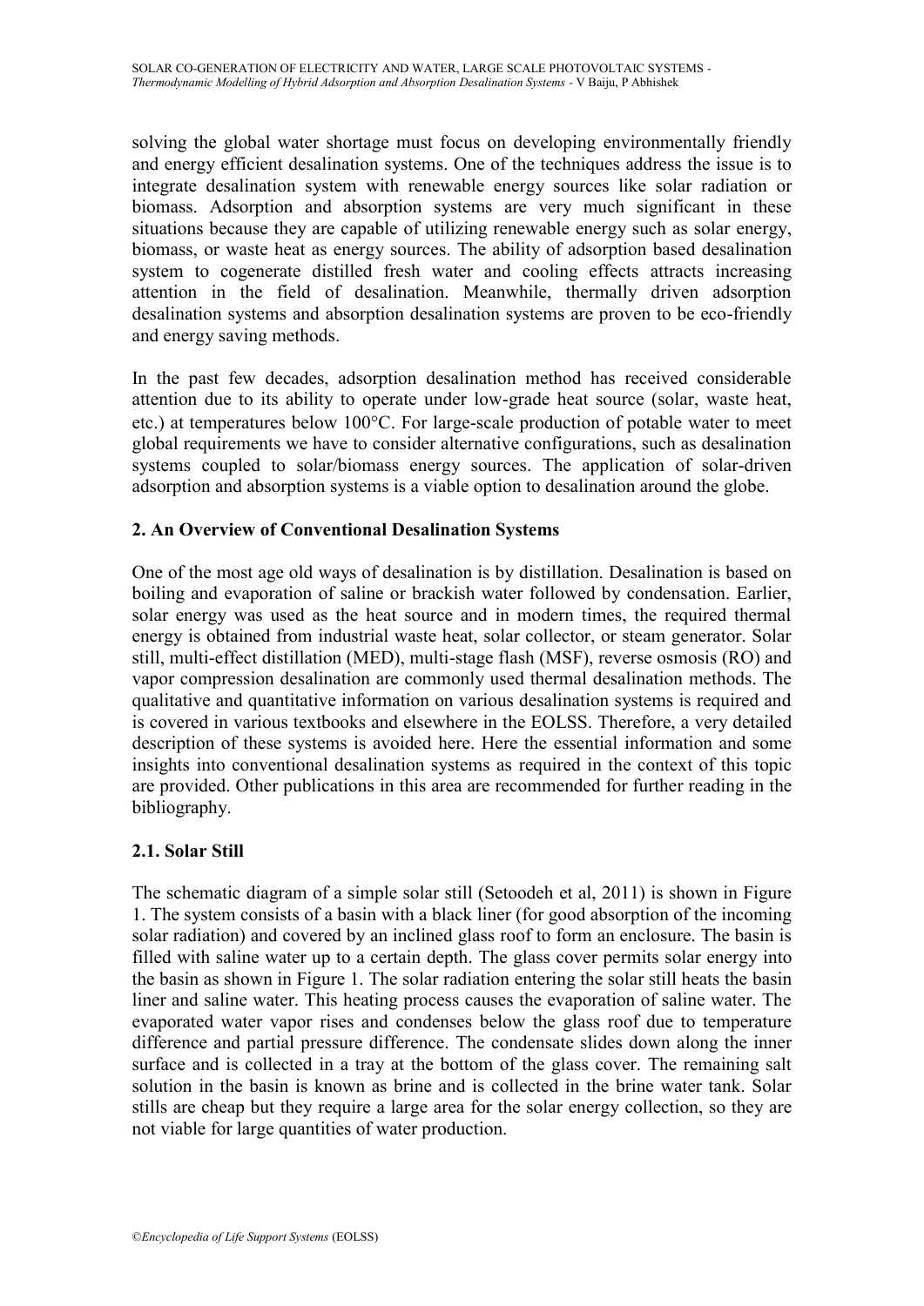solving the global water shortage must focus on developing environmentally friendly and energy efficient desalination systems. One of the techniques address the issue is to integrate desalination system with renewable energy sources like solar radiation or biomass. Adsorption and absorption systems are very much significant in these situations because they are capable of utilizing renewable energy such as solar energy, biomass, or waste heat as energy sources. The ability of adsorption based desalination system to cogenerate distilled fresh water and cooling effects attracts increasing attention in the field of desalination. Meanwhile, thermally driven adsorption desalination systems and absorption desalination systems are proven to be eco-friendly and energy saving methods.

In the past few decades, adsorption desalination method has received considerable attention due to its ability to operate under low-grade heat source (solar, waste heat, etc.) at temperatures below 100°C. For large-scale production of potable water to meet global requirements we have to consider alternative configurations, such as desalination systems coupled to solar/biomass energy sources. The application of solar-driven adsorption and absorption systems is a viable option to desalination around the globe.

## 2. An Overview of Conventional Desalination Systems

One of the most age old ways of desalination is by distillation. Desalination is based on boiling and evaporation of saline or brackish water followed by condensation. Earlier, solar energy was used as the heat source and in modern times, the required thermal energy is obtained from industrial waste heat, solar collector, or steam generator. Solar still, multi-effect distillation (MED), multi-stage flash (MSF), reverse osmosis (RO) and vapor compression desalination are commonly used thermal desalination methods. The qualitative and quantitative information on various desalination systems is required and is covered in various textbooks and elsewhere in the EOLSS. Therefore, a very detailed description of these systems is avoided here. Here the essential information and some insights into conventional desalination systems as required in the context of this topic are provided. Other publications in this area are recommended for further reading in the bibliography.

### 2.1. Solar Still

The schematic diagram of a simple solar still (Setoodeh et al, 2011) is shown in Figure 1. The system consists of a basin with a black liner (for good absorption of the incoming solar radiation) and covered by an inclined glass roof to form an enclosure. The basin is filled with saline water up to a certain depth. The glass cover permits solar energy into the basin as shown in Figure 1. The solar radiation entering the solar still heats the basin liner and saline water. This heating process causes the evaporation of saline water. The evaporated water vapor rises and condenses below the glass roof due to temperature difference and partial pressure difference. The condensate slides down along the inner surface and is collected in a tray at the bottom of the glass cover. The remaining salt solution in the basin is known as brine and is collected in the brine water tank. Solar stills are cheap but they require a large area for the solar energy collection, so they are not viable for large quantities of water production.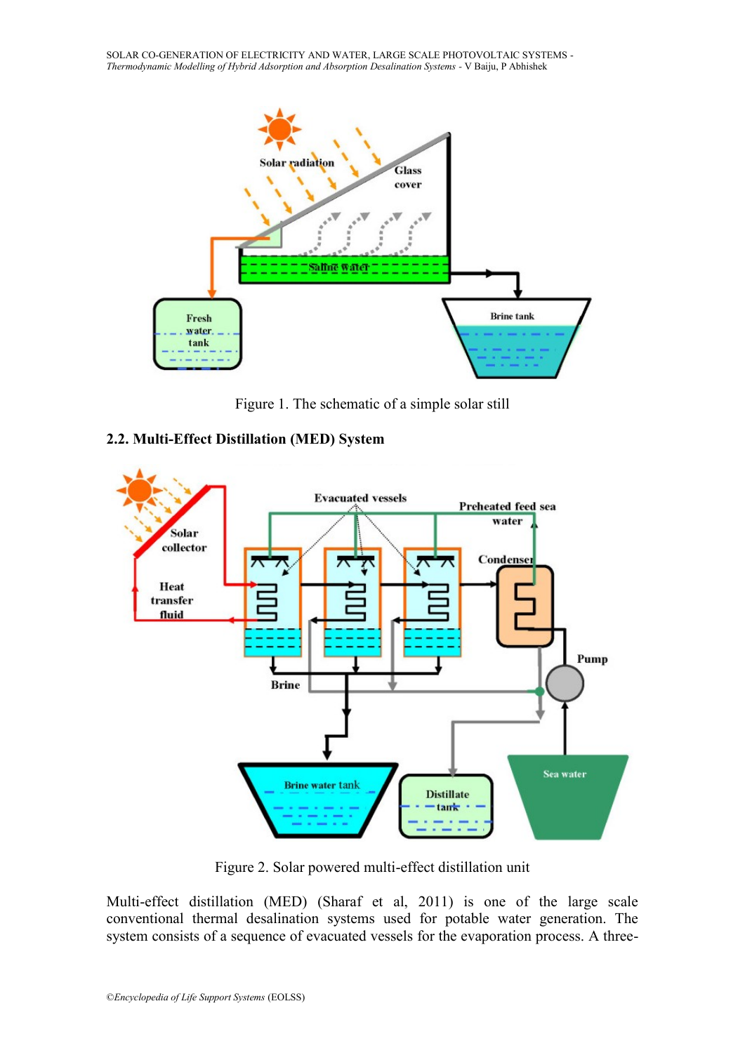Figure 1. The schematic of a simple solar still

## 2.2. Multi-Effect Distillation (MED) System

Figure 2. Solar powered multi-effect distillation unit

Multi-effect distillation (MED) (Sharaf et al, 2011) is one of the large scale conventional thermal desalination systems used for potable water generation. The system consists of a sequence of evacuated vessels for the evaporation process. A three-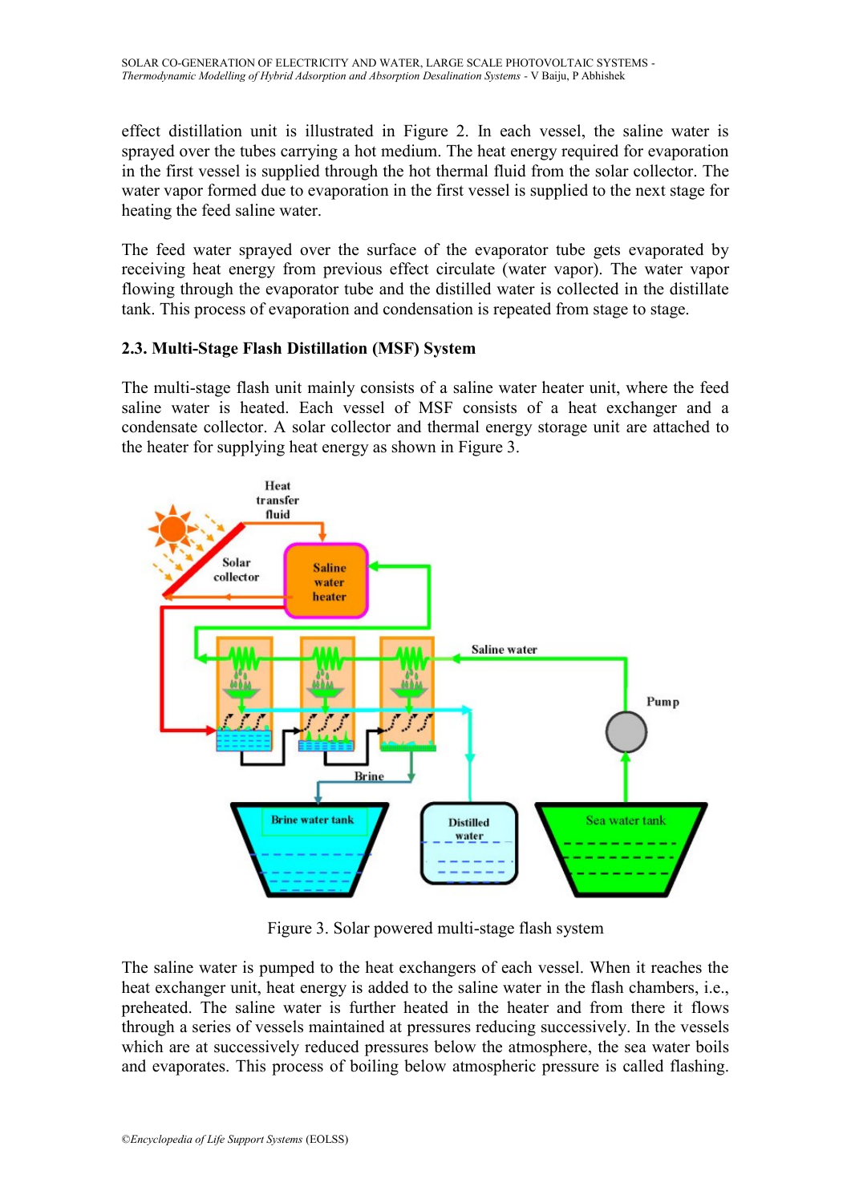effect distillation unit is illustrated in Figure 2. In each vessel, the saline water is sprayed over the tubes carrying a hot medium. The heat energy required for evaporation in the first vessel is supplied through the hot thermal fluid from the solar collector. The water vapor formed due to evaporation in the first vessel is supplied to the next stage for heating the feed saline water.

The feed water sprayed over the surface of the evaporator tube gets evaporated by receiving heat energy from previous effect circulate (water vapor). The water vapor flowing through the evaporator tube and the distilled water is collected in the distillate tank. This process of evaporation and condensation is repeated from stage to stage.

### 2.3. Multi-Stage Flash Distillation (MSF) System

The multi-stage flash unit mainly consists of a saline water heater unit, where the feed saline water is heated. Each vessel of MSF consists of a heat exchanger and a condensate collector. A solar collector and thermal energy storage unit are attached to the heater for supplying heat energy as shown in Figure 3.

Figure 3. Solar powered multi-stage flash system

The saline water is pumped to the heat exchangers of each vessel. When it reaches the heat exchanger unit, heat energy is added to the saline water in the flash chambers, i.e., preheated. The saline water is further heated in the heater and from there it flows through a series of vessels maintained at pressures reducing successively. In the vessels which are at successively reduced pressures below the atmosphere, the sea water boils and evaporates. This process of boiling below atmospheric pressure is called flashing.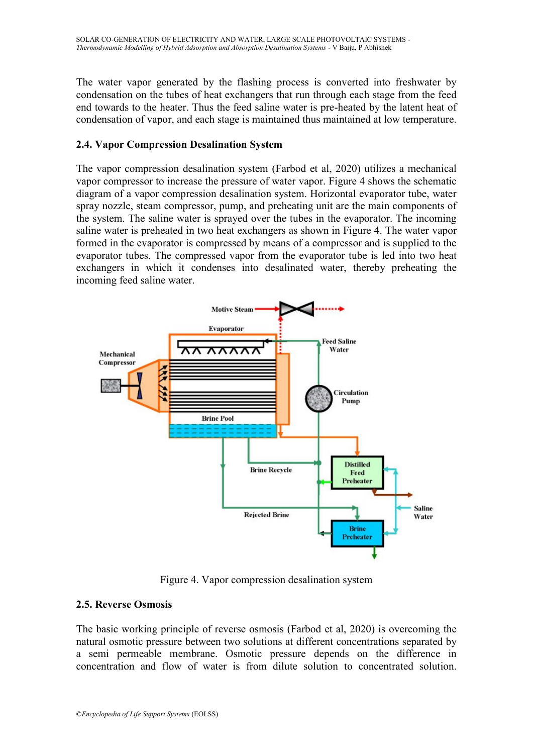The water vapor generated by the flashing process is converted into freshwater by condensation on the tubes of heat exchangers that run through each stage from the feed end towards to the heater. Thus the feed saline water is pre-heated by the latent heat of condensation of vapor, and each stage is maintained thus maintained at low temperature.

### 2.4. Vapor Compression Desalination System

The vapor compression desalination system (Farbod et al, 2020) utilizes a mechanical vapor compressor to increase the pressure of water vapor. Figure 4 shows the schematic diagram of a vapor compression desalination system. Horizontal evaporator tube, water spray nozzle, steam compressor, pump, and preheating unit are the main components of the system. The saline water is sprayed over the tubes in the evaporator. The incoming saline water is preheated in two heat exchangers as shown in Figure 4. The water vapor formed in the evaporator is compressed by means of a compressor and is supplied to the evaporator tubes. The compressed vapor from the evaporator tube is led into two heat exchangers in which it condenses into desalinated water, thereby preheating the incoming feed saline water.

Figure 4. Vapor compression desalination system

### 2.5. Reverse Osmosis

The basic working principle of reverse osmosis (Farbod et al, 2020) is overcoming the natural osmotic pressure between two solutions at different concentrations separated by a semi permeable membrane. Osmotic pressure depends on the difference in concentration and flow of water is from dilute solution to concentrated solution.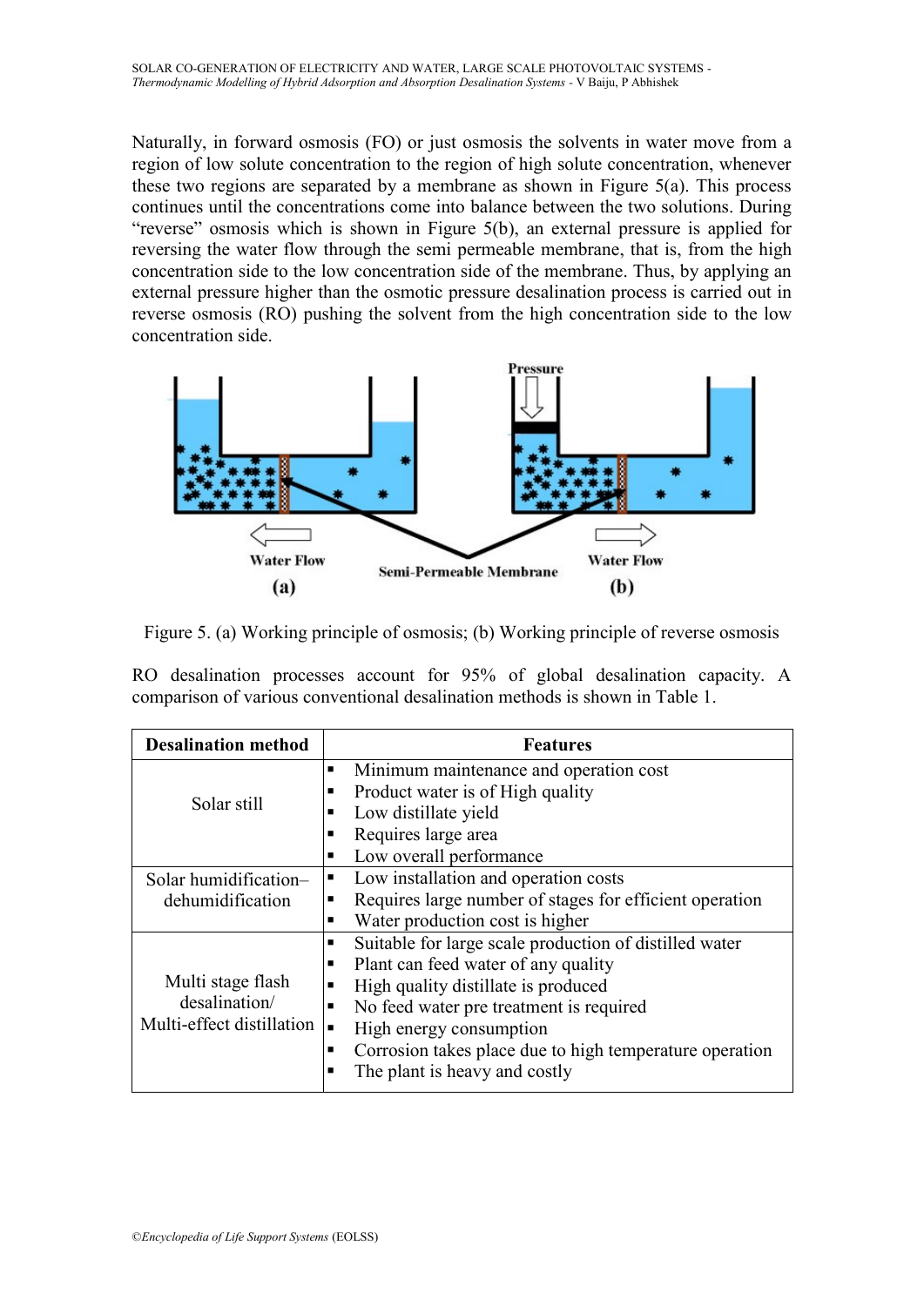Naturally, in forward osmosis (FO) or just osmosis the solvents in water move from a region of low solute concentration to the region of high solute concentration, whenever these two regions are separated by a membrane as shown in Figure 5(a). This process continues until the concentrations come into balance between the two solutions. During "reverse" osmosis which is shown in Figure 5(b), an external pressure is applied for reversing the water flow through the semi permeable membrane, that is, from the high concentration side to the low concentration side of the membrane. Thus, by applying an external pressure higher than the osmotic pressure desalination process is carried out in reverse osmosis (RO) pushing the solvent from the high concentration side to the low concentration side.

Figure 5. (a) Working principle of osmosis; (b) Working principle of reverse osmosis

RO desalination processes account for 95% of global desalination capacity. A comparison of various conventional desalination methods is shown in Table 1.

| Desalination method | Features |
|---|---|
| Solar still | ▪ Minimum maintenance and operation cost<br>▪ Product water is of High quality<br>▪ Low distillate yield<br>▪ Requires large area<br>▪ Low overall performance |
| Solar humidification–dehumidification | ▪ Low installation and operation costs<br>▪ Requires large number of stages for efficient operation<br>▪ Water production cost is higher |
| Multi stage flash desalination/ Multi-effect distillation | ▪ Suitable for large scale production of distilled water<br>▪ Plant can feed water of any quality<br>▪ High quality distillate is produced<br>▪ No feed water pre treatment is required<br>▪ High energy consumption<br>▪ Corrosion takes place due to high temperature operation<br>▪ The plant is heavy and costly |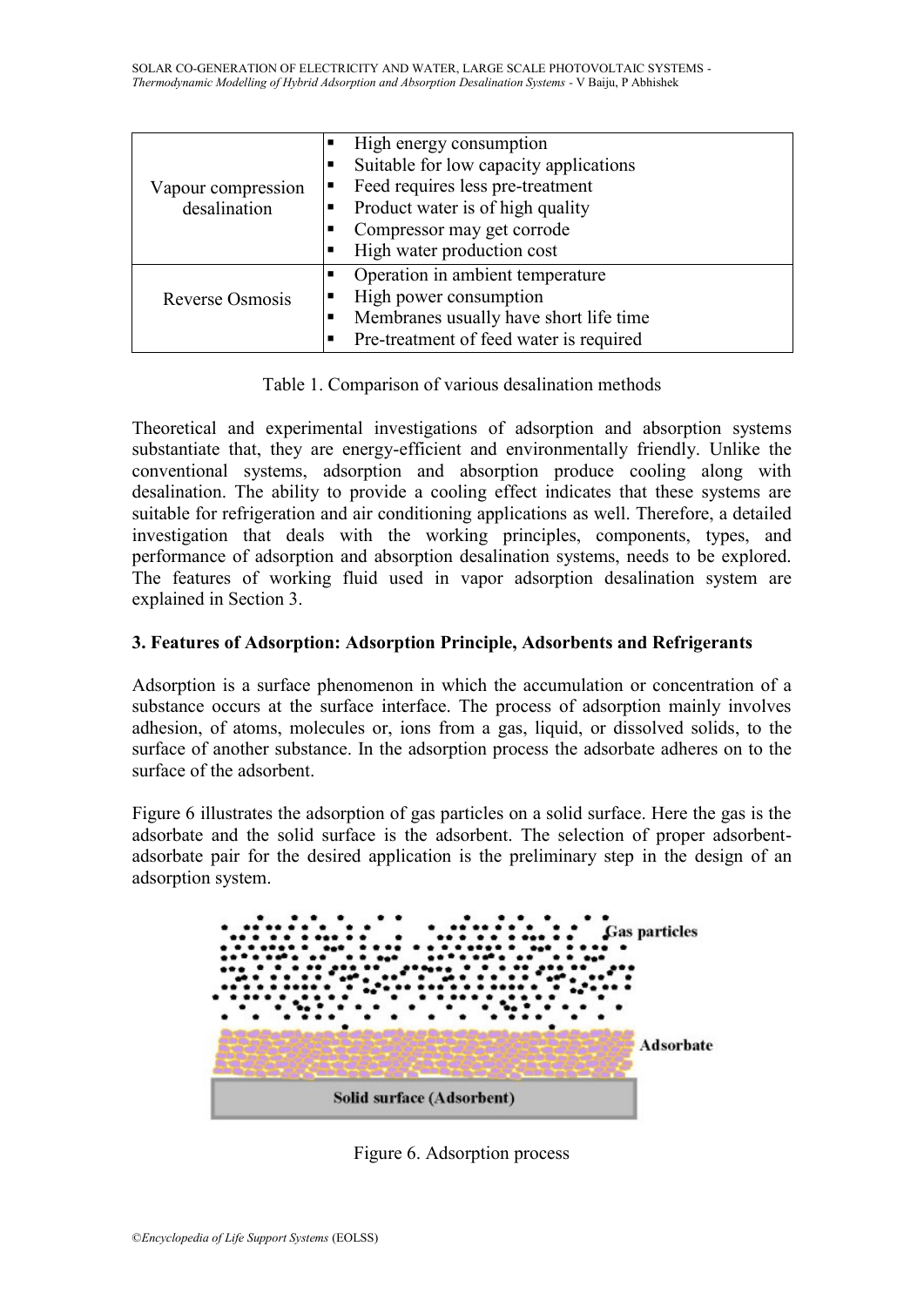| | |
|---|---|
| Vapour compression desalination | ▪ High energy consumption<br>▪ Suitable for low capacity applications<br>▪ Feed requires less pre-treatment<br>▪ Product water is of high quality<br>▪ Compressor may get corrode<br>▪ High water production cost |
| Reverse Osmosis | ▪ Operation in ambient temperature<br>▪ High power consumption<br>▪ Membranes usually have short life time<br>▪ Pre-treatment of feed water is required |

Table 1. Comparison of various desalination methods

Theoretical and experimental investigations of adsorption and absorption systems substantiate that, they are energy-efficient and environmentally friendly. Unlike the conventional systems, adsorption and absorption produce cooling along with desalination. The ability to provide a cooling effect indicates that these systems are suitable for refrigeration and air conditioning applications as well. Therefore, a detailed investigation that deals with the working principles, components, types, and performance of adsorption and absorption desalination systems, needs to be explored. The features of working fluid used in vapor adsorption desalination system are explained in Section 3.

### 3. Features of Adsorption: Adsorption Principle, Adsorbents and Refrigerants

Adsorption is a surface phenomenon in which the accumulation or concentration of a substance occurs at the surface interface. The process of adsorption mainly involves adhesion, of atoms, molecules or, ions from a gas, liquid, or dissolved solids, to the surface of another substance. In the adsorption process the adsorbate adheres on to the surface of the adsorbent.

Figure 6 illustrates the adsorption of gas particles on a solid surface. Here the gas is the adsorbate and the solid surface is the adsorbent. The selection of proper adsorbent-adsorbate pair for the desired application is the preliminary step in the design of an adsorption system.

Figure 6. Adsorption process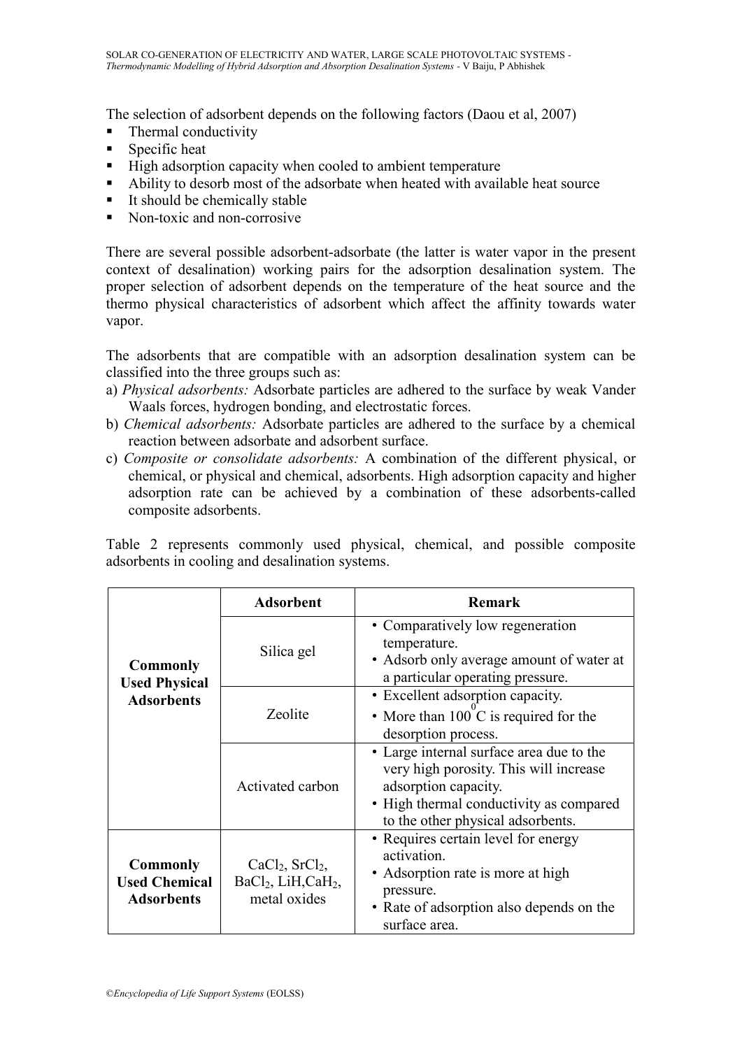The selection of adsorbent depends on the following factors (Daou et al, 2007)

- Thermal conductivity
- Specific heat
- High adsorption capacity when cooled to ambient temperature
- Ability to desorb most of the adsorbate when heated with available heat source
- It should be chemically stable
- Non-toxic and non-corrosive

There are several possible adsorbent-adsorbate (the latter is water vapor in the present context of desalination) working pairs for the adsorption desalination system. The proper selection of adsorbent depends on the temperature of the heat source and the thermo physical characteristics of adsorbent which affect the affinity towards water vapor.

The adsorbents that are compatible with an adsorption desalination system can be classified into the three groups such as:

a) *Physical adsorbents:* Adsorbate particles are adhered to the surface by weak Vander Waals forces, hydrogen bonding, and electrostatic forces.

b) *Chemical adsorbents:* Adsorbate particles are adhered to the surface by a chemical reaction between adsorbate and adsorbent surface.

c) *Composite or consolidate adsorbents:* A combination of the different physical, or chemical, or physical and chemical, adsorbents. High adsorption capacity and higher adsorption rate can be achieved by a combination of these adsorbents-called composite adsorbents.

Table 2 represents commonly used physical, chemical, and possible composite adsorbents in cooling and desalination systems.

| | Adsorbent | Remark |
|---|---|---|
| **Commonly Used Physical Adsorbents** | Silica gel | • Comparatively low regeneration temperature. • Adsorb only average amount of water at a particular operating pressure. |
| | Zeolite | • Excellent adsorption capacity. • More than 100 $^{0}$C is required for the desorption process. |
| | Activated carbon | • Large internal surface area due to the very high porosity. This will increase adsorption capacity. • High thermal conductivity as compared to the other physical adsorbents. |
| **Commonly Used Chemical Adsorbents** | $CaCl_2$, $SrCl_2$, $BaCl_2$, $LiH$, $CaH_2$, metal oxides | • Requires certain level for energy activation. • Adsorption rate is more at high pressure. • Rate of adsorption also depends on the surface area. |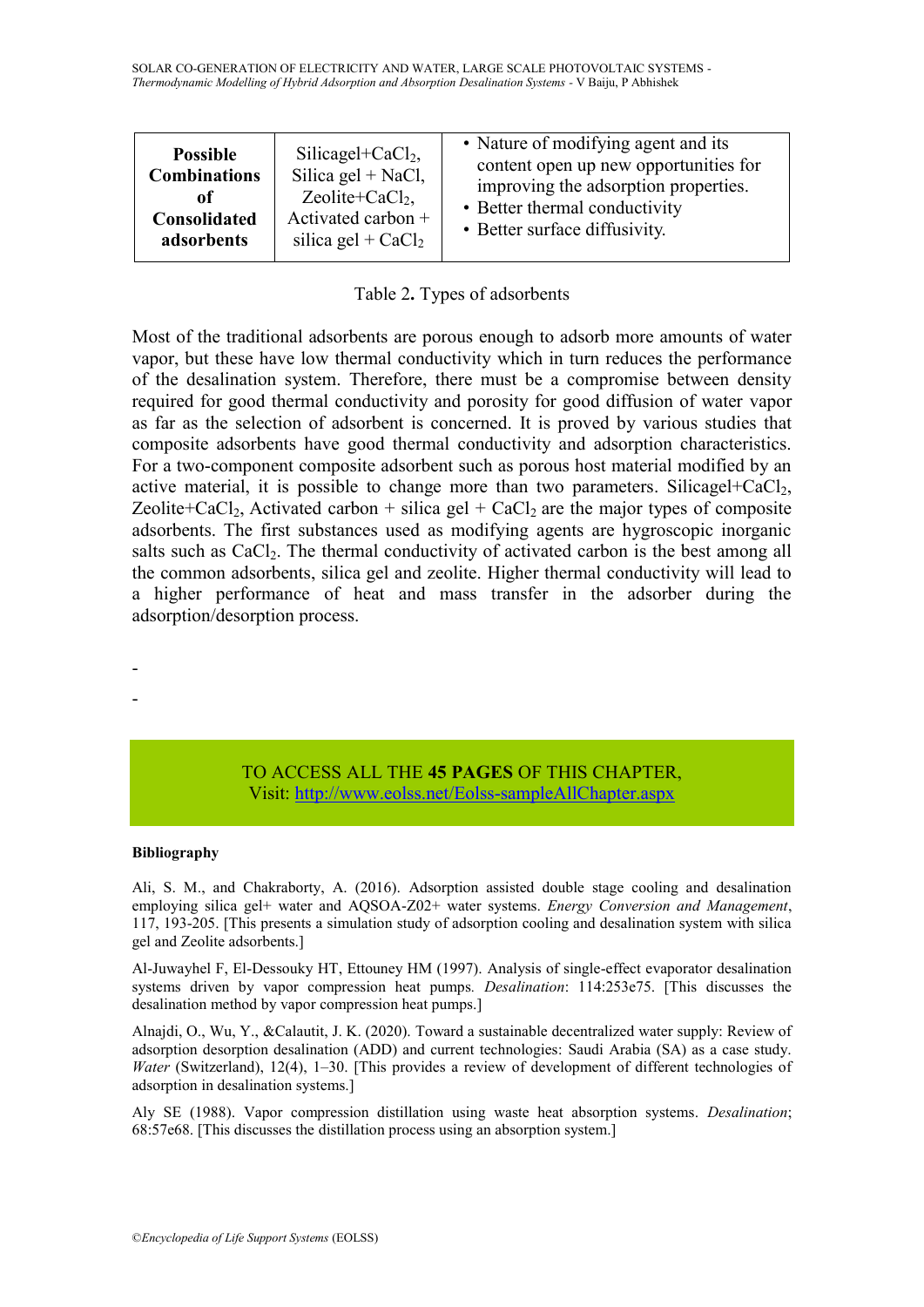| **Possible Combinations of Consolidated adsorbents** | Silicagel+$CaCl_2$, Silica gel + NaCl, Zeolite+$CaCl_2$, Activated carbon + silica gel + $CaCl_2$ | • Nature of modifying agent and its content open up new opportunities for improving the adsorption properties.<br>• Better thermal conductivity<br>• Better surface diffusivity. |
|---|---|---|

Table 2**.** Types of adsorbents

Most of the traditional adsorbents are porous enough to adsorb more amounts of water vapor, but these have low thermal conductivity which in turn reduces the performance of the desalination system. Therefore, there must be a compromise between density required for good thermal conductivity and porosity for good diffusion of water vapor as far as the selection of adsorbent is concerned. It is proved by various studies that composite adsorbents have good thermal conductivity and adsorption characteristics. For a two-component composite adsorbent such as porous host material modified by an active material, it is possible to change more than two parameters. Silicagel+$CaCl_2$, Zeolite+$CaCl_2$, Activated carbon + silica gel + $CaCl_2$ are the major types of composite adsorbents. The first substances used as modifying agents are hygroscopic inorganic salts such as $CaCl_2$. The thermal conductivity of activated carbon is the best among all the common adsorbents, silica gel and zeolite. Higher thermal conductivity will lead to a higher performance of heat and mass transfer in the adsorber during the adsorption/desorption process.

-

-

TO ACCESS ALL THE **45 PAGES** OF THIS CHAPTER,
Visit: http://www.eolss.net/Eolss-sampleAllChapter.aspx

**Bibliography**

Ali, S. M., and Chakraborty, A. (2016). Adsorption assisted double stage cooling and desalination employing silica gel+ water and AQSOA-Z02+ water systems. *Energy Conversion and Management*, 117, 193-205. [This presents a simulation study of adsorption cooling and desalination system with silica gel and Zeolite adsorbents.]

Al-Juwayhel F, El-Dessouky HT, Ettouney HM (1997). Analysis of single-effect evaporator desalination systems driven by vapor compression heat pumps. *Desalination*: 114:253e75. [This discusses the desalination method by vapor compression heat pumps.]

Alnajdi, O., Wu, Y., &Calautit, J. K. (2020). Toward a sustainable decentralized water supply: Review of adsorption desorption desalination (ADD) and current technologies: Saudi Arabia (SA) as a case study. *Water* (Switzerland), 12(4), 1–30. [This provides a review of development of different technologies of adsorption in desalination systems.]

Aly SE (1988). Vapor compression distillation using waste heat absorption systems. *Desalination*; 68:57e68. [This discusses the distillation process using an absorption system.]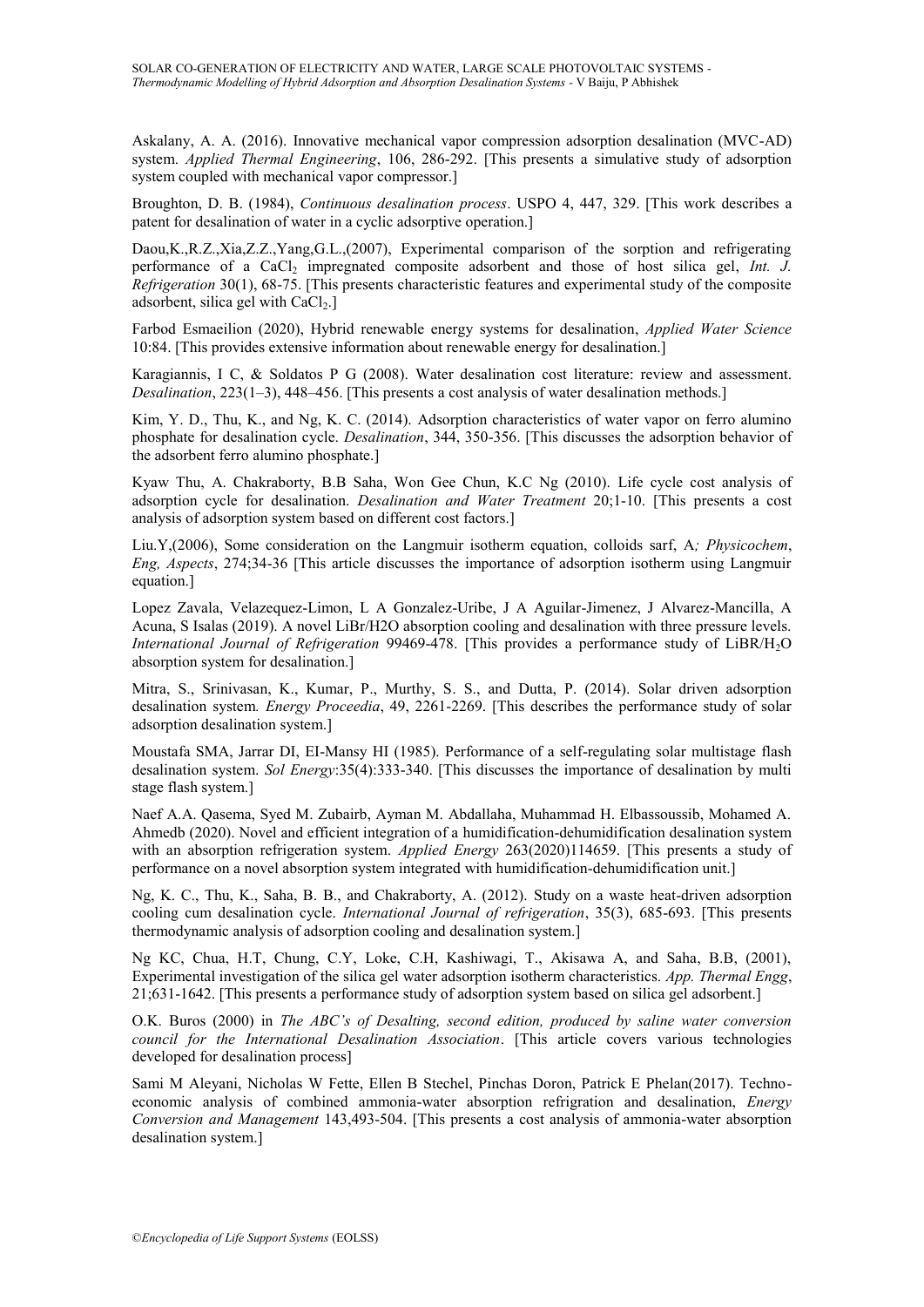Askalany, A. A. (2016). Innovative mechanical vapor compression adsorption desalination (MVC-AD) system. *Applied Thermal Engineering*, 106, 286-292. [This presents a simulative study of adsorption system coupled with mechanical vapor compressor.]

Broughton, D. B. (1984), *Continuous desalination process*. USPO 4, 447, 329. [This work describes a patent for desalination of water in a cyclic adsorptive operation.]

Daou,K.,R.Z.,Xia,Z.Z.,Yang,G.L.,(2007), Experimental comparison of the sorption and refrigerating performance of a $CaCl_2$ impregnated composite adsorbent and those of host silica gel, *Int. J. Refrigeration* 30(1), 68-75. [This presents characteristic features and experimental study of the composite adsorbent, silica gel with $CaCl_2$.]

Farbod Esmaeilion (2020), Hybrid renewable energy systems for desalination, *Applied Water Science* 10:84. [This provides extensive information about renewable energy for desalination.]

Karagiannis, I C, & Soldatos P G (2008). Water desalination cost literature: review and assessment. *Desalination*, 223(1–3), 448–456. [This presents a cost analysis of water desalination methods.]

Kim, Y. D., Thu, K., and Ng, K. C. (2014). Adsorption characteristics of water vapor on ferro alumino phosphate for desalination cycle. *Desalination*, 344, 350-356. [This discusses the adsorption behavior of the adsorbent ferro alumino phosphate.]

Kyaw Thu, A. Chakraborty, B.B Saha, Won Gee Chun, K.C Ng (2010). Life cycle cost analysis of adsorption cycle for desalination. *Desalination and Water Treatment* 20;1-10. [This presents a cost analysis of adsorption system based on different cost factors.]

Liu.Y,(2006), Some consideration on the Langmuir isotherm equation, colloids sarf, A*; Physicochem*, *Eng, Aspects*, 274;34-36 [This article discusses the importance of adsorption isotherm using Langmuir equation.]

Lopez Zavala, Velazequez-Limon, L A Gonzalez-Uribe, J A Aguilar-Jimenez, J Alvarez-Mancilla, A Acuna, S Isalas (2019). A novel LiBr/H2O absorption cooling and desalination with three pressure levels. *International Journal of Refrigeration* 99469-478. [This provides a performance study of LiBR/$H_2O$ absorption system for desalination.]

Mitra, S., Srinivasan, K., Kumar, P., Murthy, S. S., and Dutta, P. (2014). Solar driven adsorption desalination system. *Energy Proceedia*, 49, 2261-2269. [This describes the performance study of solar adsorption desalination system.]

Moustafa SMA, Jarrar DI, EI-Mansy HI (1985). Performance of a self-regulating solar multistage flash desalination system. *Sol Energy*:35(4):333-340. [This discusses the importance of desalination by multi stage flash system.]

Naef A.A. Qasema, Syed M. Zubairb, Ayman M. Abdallaha, Muhammad H. Elbassoussib, Mohamed A. Ahmedb (2020). Novel and efficient integration of a humidification-dehumidification desalination system with an absorption refrigeration system. *Applied Energy* 263(2020)114659. [This presents a study of performance on a novel absorption system integrated with humidification-dehumidification unit.]

Ng, K. C., Thu, K., Saha, B. B., and Chakraborty, A. (2012). Study on a waste heat-driven adsorption cooling cum desalination cycle. *International Journal of refrigeration*, 35(3), 685-693. [This presents thermodynamic analysis of adsorption cooling and desalination system.]

Ng KC, Chua, H.T, Chung, C.Y, Loke, C.H, Kashiwagi, T., Akisawa A, and Saha, B.B, (2001), Experimental investigation of the silica gel water adsorption isotherm characteristics. *App. Thermal Engg*, 21;631-1642. [This presents a performance study of adsorption system based on silica gel adsorbent.]

O.K. Buros (2000) in *The ABC's of Desalting, second edition, produced by saline water conversion council for the International Desalination Association*. [This article covers various technologies developed for desalination process]

Sami M Aleyani, Nicholas W Fette, Ellen B Stechel, Pinchas Doron, Patrick E Phelan(2017). Techno-economic analysis of combined ammonia-water absorption refrigration and desalination, *Energy Conversion and Management* 143,493-504. [This presents a cost analysis of ammonia-water desalination system.]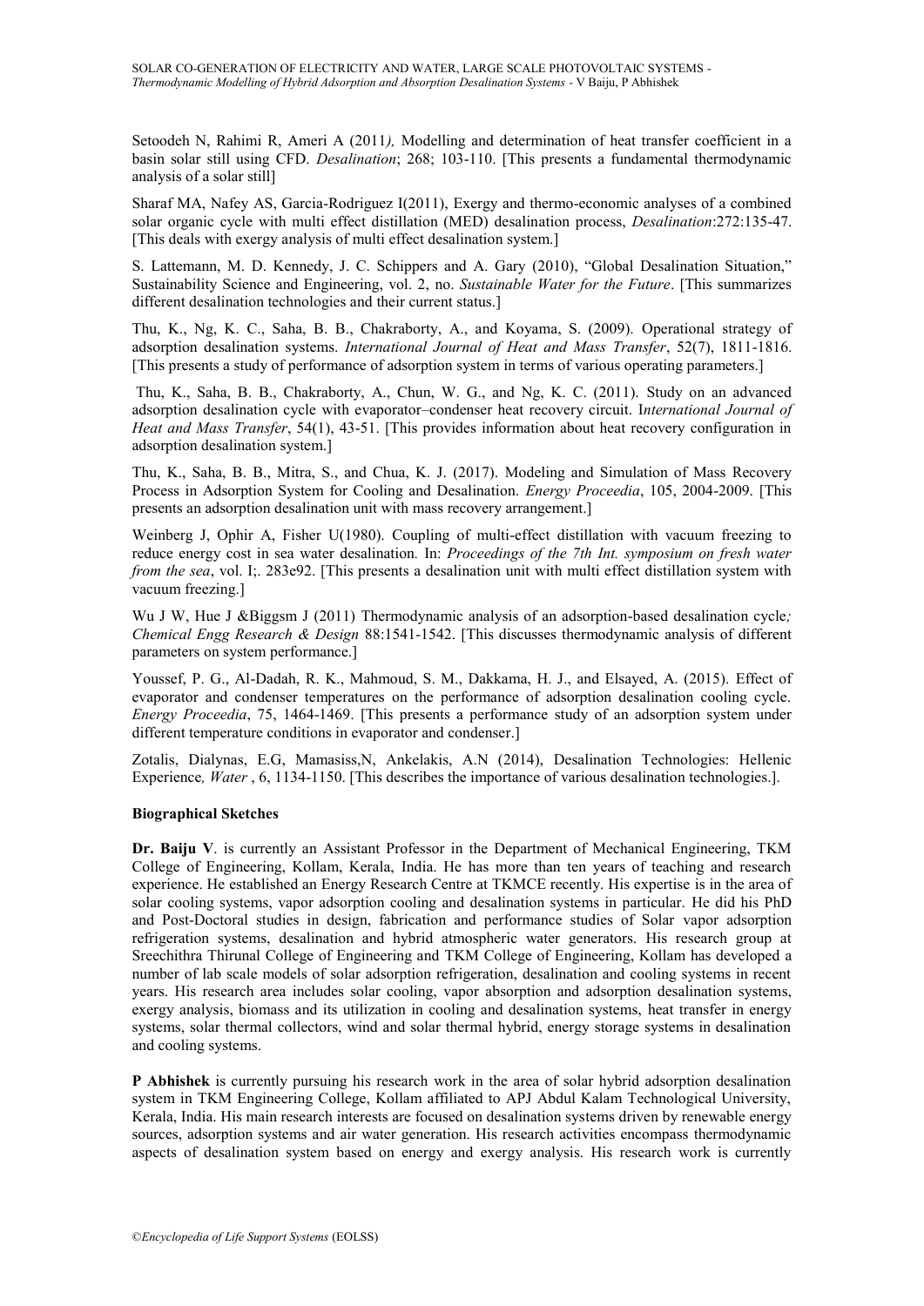Setoodeh N, Rahimi R, Ameri A (2011*),* Modelling and determination of heat transfer coefficient in a basin solar still using CFD. *Desalination*; 268; 103-110. [This presents a fundamental thermodynamic analysis of a solar still]

Sharaf MA, Nafey AS, Garcia-Rodriguez I(2011), Exergy and thermo-economic analyses of a combined solar organic cycle with multi effect distillation (MED) desalination process, *Desalination*:272:135-47. [This deals with exergy analysis of multi effect desalination system.]

S. Lattemann, M. D. Kennedy, J. C. Schippers and A. Gary (2010), "Global Desalination Situation," Sustainability Science and Engineering, vol. 2, no. *Sustainable Water for the Future*. [This summarizes different desalination technologies and their current status.]

Thu, K., Ng, K. C., Saha, B. B., Chakraborty, A., and Koyama, S. (2009). Operational strategy of adsorption desalination systems. *International Journal of Heat and Mass Transfer*, 52(7), 1811-1816. [This presents a study of performance of adsorption system in terms of various operating parameters.]

Thu, K., Saha, B. B., Chakraborty, A., Chun, W. G., and Ng, K. C. (2011). Study on an advanced adsorption desalination cycle with evaporator–condenser heat recovery circuit. I*nternational Journal of Heat and Mass Transfer*, 54(1), 43-51. [This provides information about heat recovery configuration in adsorption desalination system.]

Thu, K., Saha, B. B., Mitra, S., and Chua, K. J. (2017). Modeling and Simulation of Mass Recovery Process in Adsorption System for Cooling and Desalination. *Energy Proceedia*, 105, 2004-2009. [This presents an adsorption desalination unit with mass recovery arrangement.]

Weinberg J, Ophir A, Fisher U(1980). Coupling of multi-effect distillation with vacuum freezing to reduce energy cost in sea water desalination. In: *Proceedings of the 7th Int. symposium on fresh water from the sea*, vol. I;. 283e92. [This presents a desalination unit with multi effect distillation system with vacuum freezing.]

Wu J W, Hue J &Biggsm J (2011) Thermodynamic analysis of an adsorption-based desalination cycle*; Chemical Engg Research & Design* 88:1541-1542. [This discusses thermodynamic analysis of different parameters on system performance.]

Youssef, P. G., Al-Dadah, R. K., Mahmoud, S. M., Dakkama, H. J., and Elsayed, A. (2015). Effect of evaporator and condenser temperatures on the performance of adsorption desalination cooling cycle. *Energy Proceedia*, 75, 1464-1469. [This presents a performance study of an adsorption system under different temperature conditions in evaporator and condenser.]

Zotalis, Dialynas, E.G, Mamasiss,N, Ankelakis, A.N (2014), Desalination Technologies: Hellenic Experience*, Water* , 6, 1134-1150. [This describes the importance of various desalination technologies.].

**Biographical Sketches**

**Dr. Baiju V**. is currently an Assistant Professor in the Department of Mechanical Engineering, TKM College of Engineering, Kollam, Kerala, India. He has more than ten years of teaching and research experience. He established an Energy Research Centre at TKMCE recently. His expertise is in the area of solar cooling systems, vapor adsorption cooling and desalination systems in particular. He did his PhD and Post-Doctoral studies in design, fabrication and performance studies of Solar vapor adsorption refrigeration systems, desalination and hybrid atmospheric water generators. His research group at Sreechithra Thirunal College of Engineering and TKM College of Engineering, Kollam has developed a number of lab scale models of solar adsorption refrigeration, desalination and cooling systems in recent years. His research area includes solar cooling, vapor absorption and adsorption desalination systems, exergy analysis, biomass and its utilization in cooling and desalination systems, heat transfer in energy systems, solar thermal collectors, wind and solar thermal hybrid, energy storage systems in desalination and cooling systems.

**P Abhishek** is currently pursuing his research work in the area of solar hybrid adsorption desalination system in TKM Engineering College, Kollam affiliated to APJ Abdul Kalam Technological University, Kerala, India. His main research interests are focused on desalination systems driven by renewable energy sources, adsorption systems and air water generation. His research activities encompass thermodynamic aspects of desalination system based on energy and exergy analysis. His research work is currently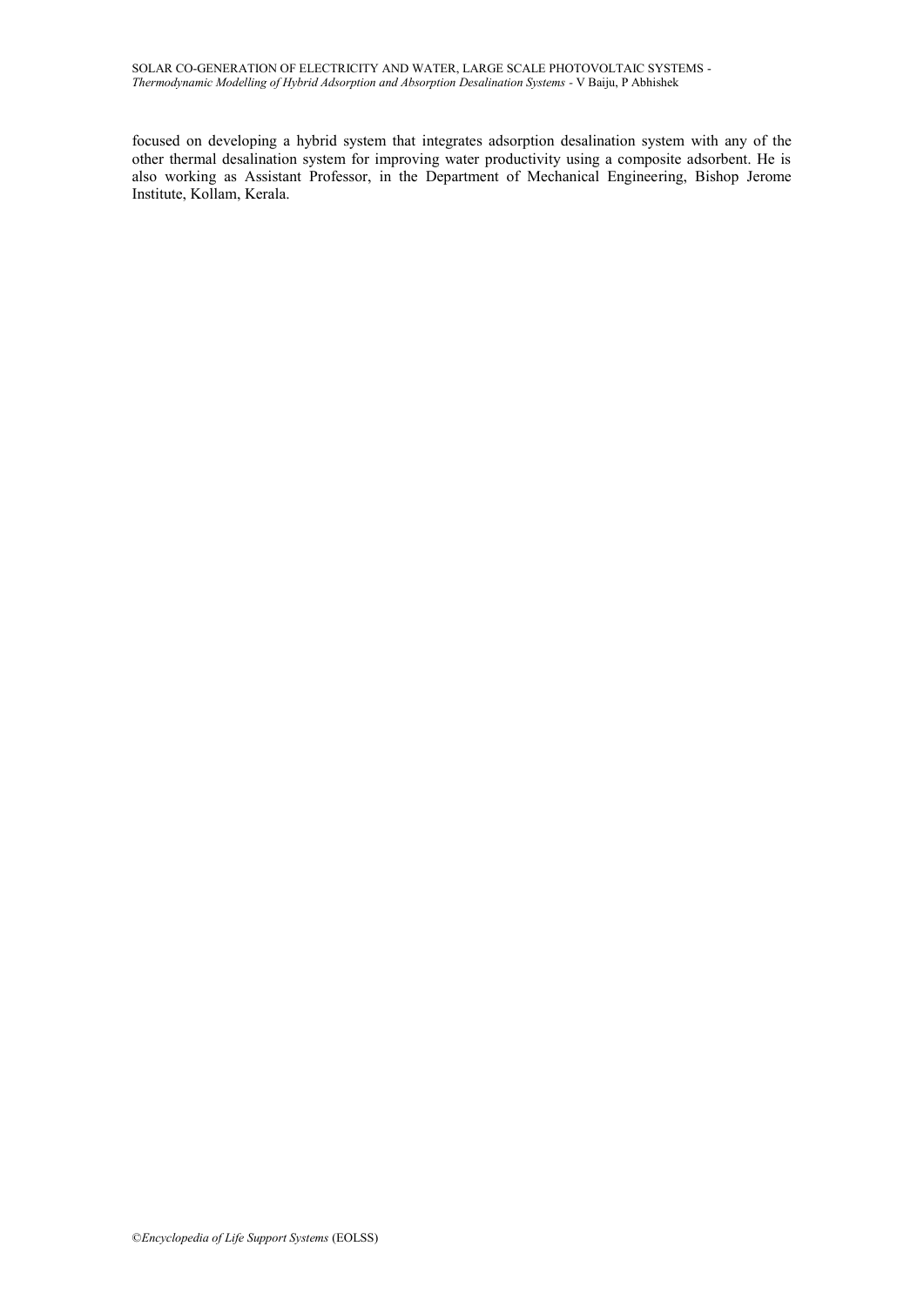focused on developing a hybrid system that integrates adsorption desalination system with any of the other thermal desalination system for improving water productivity using a composite adsorbent. He is also working as Assistant Professor, in the Department of Mechanical Engineering, Bishop Jerome Institute, Kollam, Kerala.